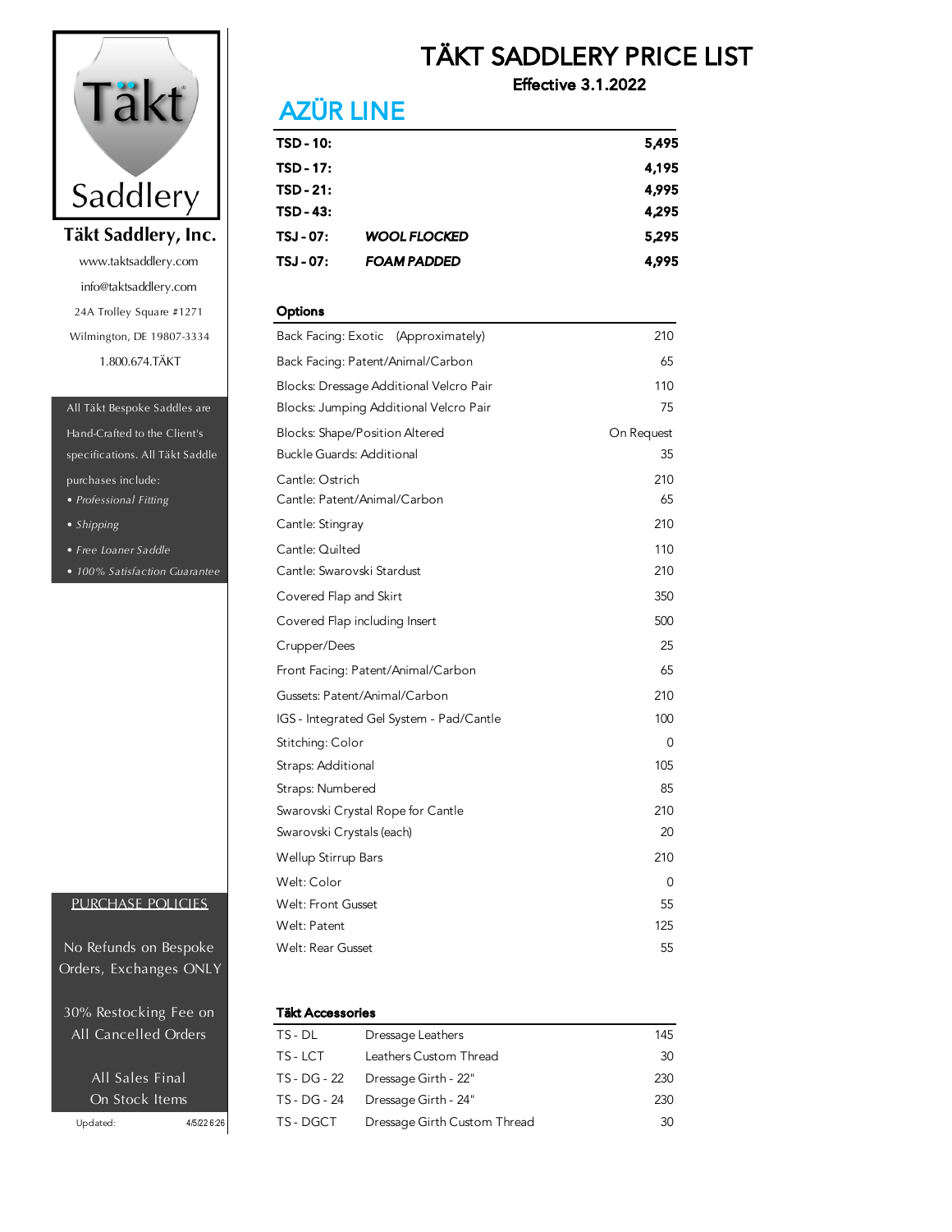Täkt Saddlery

**Täkt Saddlery, Inc.**

www.taktsaddlery.com

info@taktsaddlery.com

24A Trolley Square #1271

Wilmington, DE 19807-3334

1.800.674.TÄKT

All Täkt Bespoke Saddles are Hand-Crafted to the Client's specifications. All Täkt Saddle purchases include:

- *Professional Fitting*
- *Shipping*
- *Free Loaner Saddle*
- *100% Satisfaction Guarantee*

PURCHASE POLICIES

No Refunds on Bespoke Orders, Exchanges ONLY

30% Restocking Fee on All Cancelled Orders

All Sales Final On Stock Items

Updated: 4/5/22 6:26

# TÄKT SADDLERY PRICE LIST

**Effective 3.1.2022**

## AZÜR LINE

| | | |
|---|---|---|
| **TSD - 10:** | | **5,495** |
| **TSD - 17:** | | **4,195** |
| **TSD - 21:** | | **4,995** |
| **TSD - 43:** | | **4,295** |
| **TSJ - 07:** | ***WOOL FLOCKED*** | **5,295** |
| **TSJ - 07:** | ***FOAM PADDED*** | **4,995** |

### Options

| | |
|---|---|
| Back Facing: Exotic (Approximately) | 210 |
| Back Facing: Patent/Animal/Carbon | 65 |
| Blocks: Dressage Additional Velcro Pair | 110 |
| Blocks: Jumping Additional Velcro Pair | 75 |
| Blocks: Shape/Position Altered | On Request |
| Buckle Guards: Additional | 35 |
| Cantle: Ostrich | 210 |
| Cantle: Patent/Animal/Carbon | 65 |
| Cantle: Stingray | 210 |
| Cantle: Quilted | 110 |
| Cantle: Swarovski Stardust | 210 |
| Covered Flap and Skirt | 350 |
| Covered Flap including Insert | 500 |
| Crupper/Dees | 25 |
| Front Facing: Patent/Animal/Carbon | 65 |
| Gussets: Patent/Animal/Carbon | 210 |
| IGS - Integrated Gel System - Pad/Cantle | 100 |
| Stitching: Color | 0 |
| Straps: Additional | 105 |
| Straps: Numbered | 85 |
| Swarovski Crystal Rope for Cantle | 210 |
| Swarovski Crystals (each) | 20 |
| Wellup Stirrup Bars | 210 |
| Welt: Color | 0 |
| Welt: Front Gusset | 55 |
| Welt: Patent | 125 |
| Welt: Rear Gusset | 55 |

### Täkt Accessories

| | | |
|---|---|---|
| TS - DL | Dressage Leathers | 145 |
| TS - LCT | Leathers Custom Thread | 30 |
| TS - DG - 22 | Dressage Girth - 22" | 230 |
| TS - DG - 24 | Dressage Girth - 24" | 230 |
| TS - DGCT | Dressage Girth Custom Thread | 30 |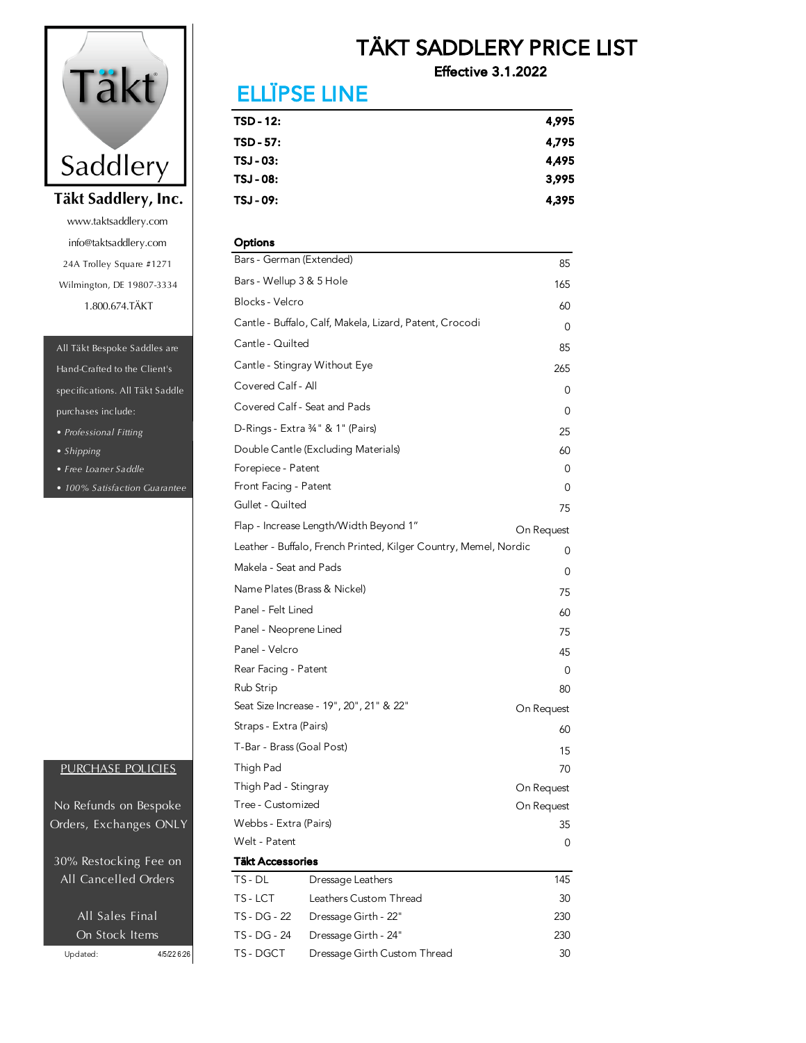Täkt Saddlery

**Täkt Saddlery, Inc.**

www.taktsaddlery.com

info@taktsaddlery.com

24A Trolley Square #1271

Wilmington, DE 19807-3334

1.800.674.TÄKT

All Täkt Bespoke Saddles are Hand-Crafted to the Client's specifications. All Täkt Saddle purchases include:

- *Professional Fitting*
- *Shipping*
- *Free Loaner Saddle*
- *100% Satisfaction Guarantee*

PURCHASE POLICIES

No Refunds on Bespoke Orders, Exchanges ONLY

30% Restocking Fee on All Cancelled Orders

All Sales Final On Stock Items

Updated: 4/5/22 6:26

# TÄKT SADDLERY PRICE LIST

**Effective 3.1.2022**

## ELLÏPSE LINE

| | |
|---|---|
| **TSD - 12:** | **4,995** |
| **TSD - 57:** | **4,795** |
| **TSJ - 03:** | **4,495** |
| **TSJ - 08:** | **3,995** |
| **TSJ - 09:** | **4,395** |

| **Options** | |
|---|---|
| Bars - German (Extended) | 85 |
| Bars - Wellup 3 & 5 Hole | 165 |
| Blocks - Velcro | 60 |
| Cantle - Buffalo, Calf, Makela, Lizard, Patent, Crocodi | 0 |
| Cantle - Quilted | 85 |
| Cantle - Stingray Without Eye | 265 |
| Covered Calf - All | 0 |
| Covered Calf - Seat and Pads | 0 |
| D-Rings - Extra ¾" & 1" (Pairs) | 25 |
| Double Cantle (Excluding Materials) | 60 |
| Forepiece - Patent | 0 |
| Front Facing - Patent | 0 |
| Gullet - Quilted | 75 |
| Flap - Increase Length/Width Beyond 1" | On Request |
| Leather - Buffalo, French Printed, Kilger Country, Memel, Nordic | 0 |
| Makela - Seat and Pads | 0 |
| Name Plates (Brass & Nickel) | 75 |
| Panel - Felt Lined | 60 |
| Panel - Neoprene Lined | 75 |
| Panel - Velcro | 45 |
| Rear Facing - Patent | 0 |
| Rub Strip | 80 |
| Seat Size Increase - 19", 20", 21" & 22" | On Request |
| Straps - Extra (Pairs) | 60 |
| T-Bar - Brass (Goal Post) | 15 |
| Thigh Pad | 70 |
| Thigh Pad - Stingray | On Request |
| Tree - Customized | On Request |
| Webbs - Extra (Pairs) | 35 |
| Welt - Patent | 0 |

| **Täkt Accessories** | | |
|---|---|---|
| TS - DL | Dressage Leathers | 145 |
| TS - LCT | Leathers Custom Thread | 30 |
| TS - DG - 22 | Dressage Girth - 22" | 230 |
| TS - DG - 24 | Dressage Girth - 24" | 230 |
| TS - DGCT | Dressage Girth Custom Thread | 30 |